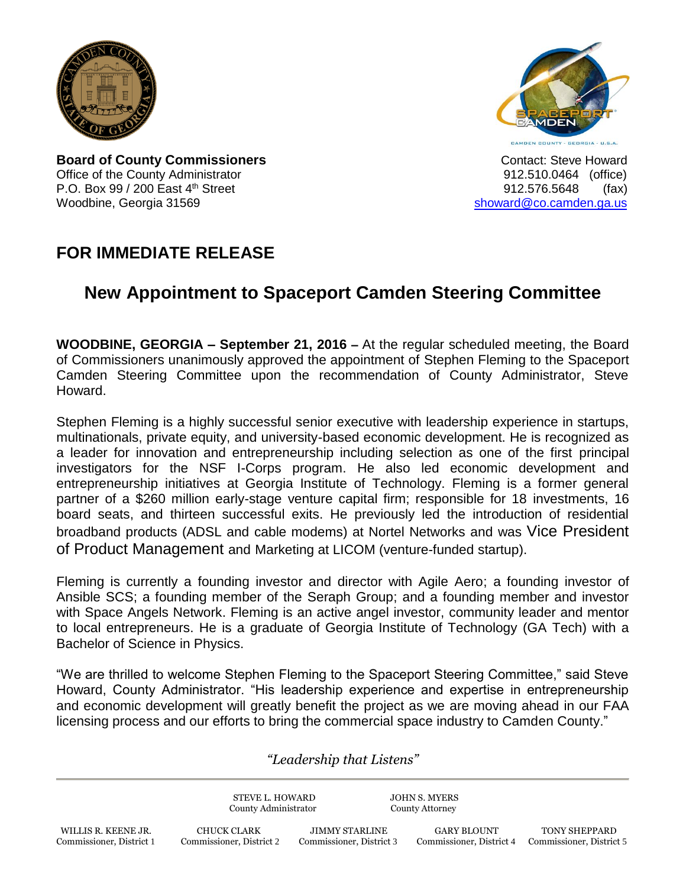**Board of County Commissioners**
Office of the County Administrator
P.O. Box 99 / 200 East 4th Street
Woodbine, Georgia 31569

Contact: Steve Howard
912.510.0464 (office)
912.576.5648 (fax)
showard@co.camden.ga.us

## FOR IMMEDIATE RELEASE

# New Appointment to Spaceport Camden Steering Committee

**WOODBINE, GEORGIA – September 21, 2016 –** At the regular scheduled meeting, the Board of Commissioners unanimously approved the appointment of Stephen Fleming to the Spaceport Camden Steering Committee upon the recommendation of County Administrator, Steve Howard.

Stephen Fleming is a highly successful senior executive with leadership experience in startups, multinationals, private equity, and university-based economic development. He is recognized as a leader for innovation and entrepreneurship including selection as one of the first principal investigators for the NSF I-Corps program. He also led economic development and entrepreneurship initiatives at Georgia Institute of Technology. Fleming is a former general partner of a $260 million early-stage venture capital firm; responsible for 18 investments, 16 board seats, and thirteen successful exits. He previously led the introduction of residential broadband products (ADSL and cable modems) at Nortel Networks and was Vice President of Product Management and Marketing at LICOM (venture-funded startup).

Fleming is currently a founding investor and director with Agile Aero; a founding investor of Ansible SCS; a founding member of the Seraph Group; and a founding member and investor with Space Angels Network. Fleming is an active angel investor, community leader and mentor to local entrepreneurs. He is a graduate of Georgia Institute of Technology (GA Tech) with a Bachelor of Science in Physics.

"We are thrilled to welcome Stephen Fleming to the Spaceport Steering Committee," said Steve Howard, County Administrator. "His leadership experience and expertise in entrepreneurship and economic development will greatly benefit the project as we are moving ahead in our FAA licensing process and our efforts to bring the commercial space industry to Camden County."

*"Leadership that Listens"*

STEVE L. HOWARD, County Administrator
JOHN S. MYERS, County Attorney

WILLIS R. KEENE JR., Commissioner, District 1
CHUCK CLARK, Commissioner, District 2
JIMMY STARLINE, Commissioner, District 3
GARY BLOUNT, Commissioner, District 4
TONY SHEPPARD, Commissioner, District 5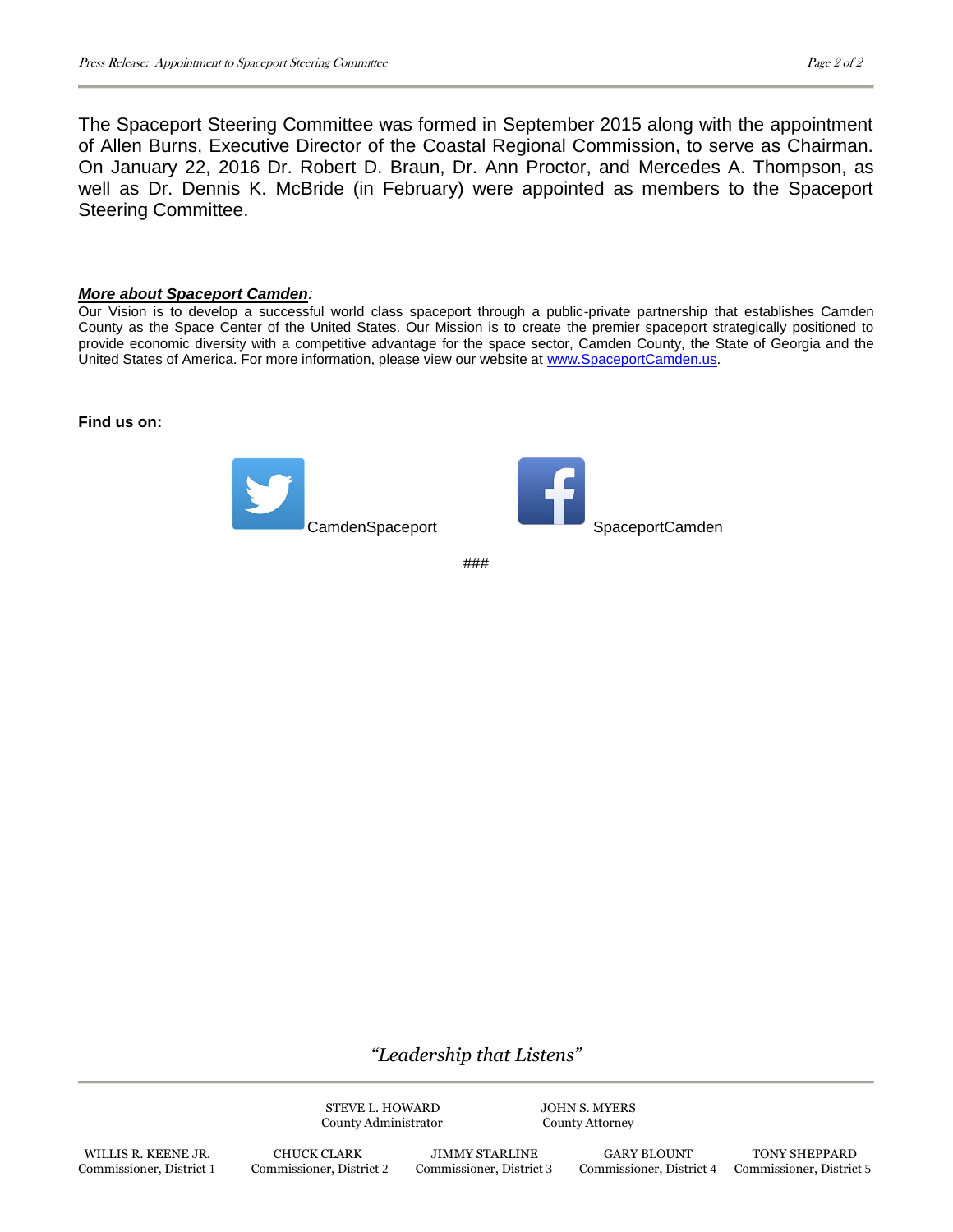The Spaceport Steering Committee was formed in September 2015 along with the appointment of Allen Burns, Executive Director of the Coastal Regional Commission, to serve as Chairman. On January 22, 2016 Dr. Robert D. Braun, Dr. Ann Proctor, and Mercedes A. Thompson, as well as Dr. Dennis K. McBride (in February) were appointed as members to the Spaceport Steering Committee.

***More about Spaceport Camden***:

Our Vision is to develop a successful world class spaceport through a public-private partnership that establishes Camden County as the Space Center of the United States. Our Mission is to create the premier spaceport strategically positioned to provide economic diversity with a competitive advantage for the space sector, Camden County, the State of Georgia and the United States of America. For more information, please view our website at www.SpaceportCamden.us.

**Find us on:**

CamdenSpaceport

SpaceportCamden

###

*"Leadership that Listens"*

STEVE L. HOWARD
County Administrator

JOHN S. MYERS
County Attorney

WILLIS R. KEENE JR.
Commissioner, District 1

CHUCK CLARK
Commissioner, District 2

JIMMY STARLINE
Commissioner, District 3

GARY BLOUNT
Commissioner, District 4

TONY SHEPPARD
Commissioner, District 5